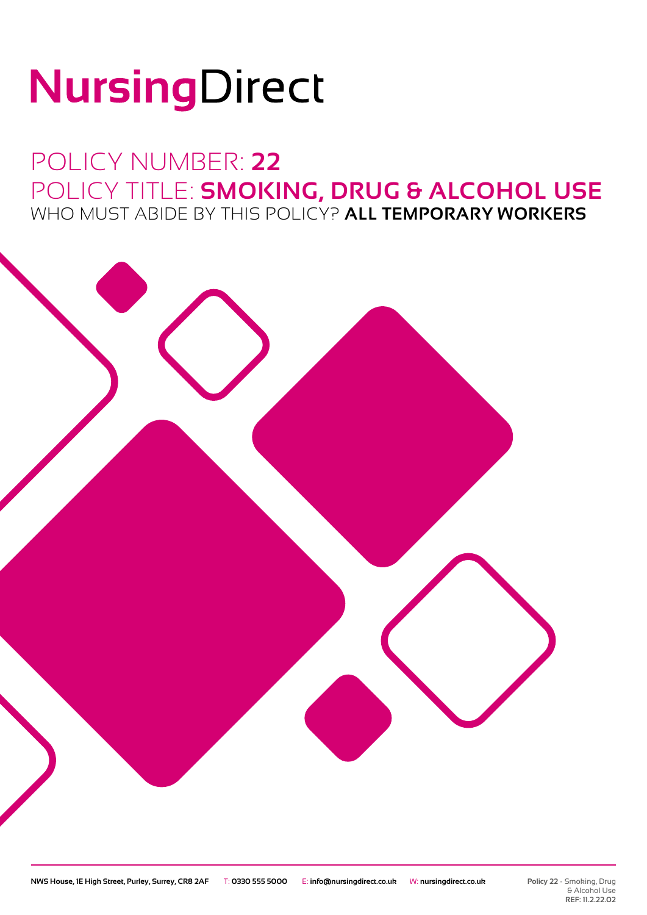# NursingDirect

## POLICY NUMBER: **22**
## POLICY TITLE: **SMOKING, DRUG & ALCOHOL USE**
### WHO MUST ABIDE BY THIS POLICY? **ALL TEMPORARY WORKERS**

**NWS House, 1E High Street, Purley, Surrey, CR8 2AF** T: **0330 555 5000** E: **info@nursingdirect.co.uk** W: **nursingdirect.co.uk**

**Policy 22** - Smoking, Drug & Alcohol Use
**REF: 11.2.22.02**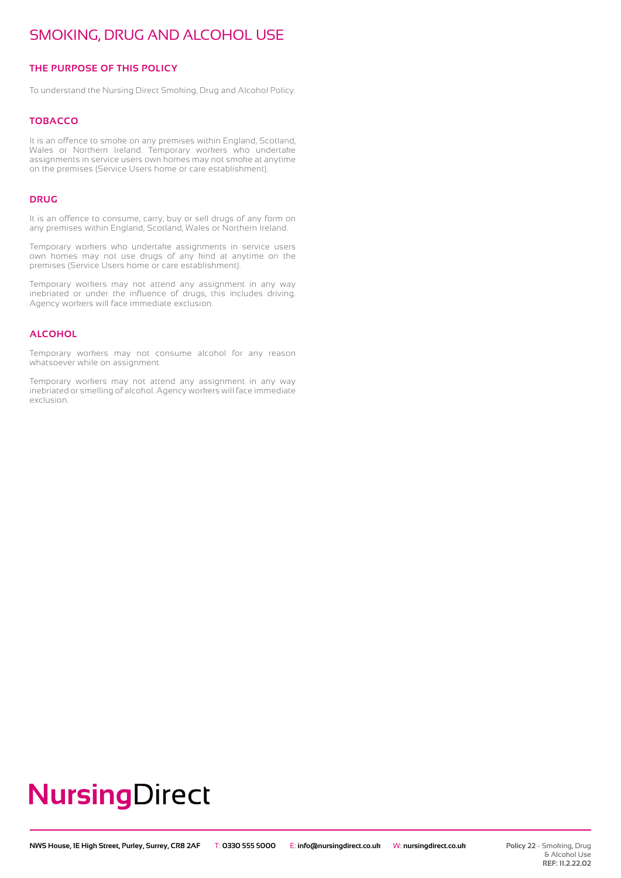# SMOKING, DRUG AND ALCOHOL USE

## THE PURPOSE OF THIS POLICY

To understand the Nursing Direct Smoking, Drug and Alcohol Policy.

## TOBACCO

It is an offence to smoke on any premises within England, Scotland, Wales or Northern Ireland. Temporary workers who undertake assignments in service users own homes may not smoke at anytime on the premises (Service Users home or care establishment).

## DRUG

It is an offence to consume, carry, buy or sell drugs of any form on any premises within England, Scotland, Wales or Northern Ireland.

Temporary workers who undertake assignments in service users own homes may not use drugs of any kind at anytime on the premises (Service Users home or care establishment).

Temporary workers may not attend any assignment in any way inebriated or under the influence of drugs, this includes driving. Agency workers will face immediate exclusion.

## ALCOHOL

Temporary workers may not consume alcohol for any reason whatsoever while on assignment.

Temporary workers may not attend any assignment in any way inebriated or smelling of alcohol. Agency workers will face immediate exclusion.

**Nursing**Direct

**NWS House, 1E High Street, Purley, Surrey, CR8 2AF** T: **0330 555 5000** E: **info@nursingdirect.co.uk** W: **nursingdirect.co.uk**

**Policy 22** - Smoking, Drug & Alcohol Use
**REF: 11.2.22.02**